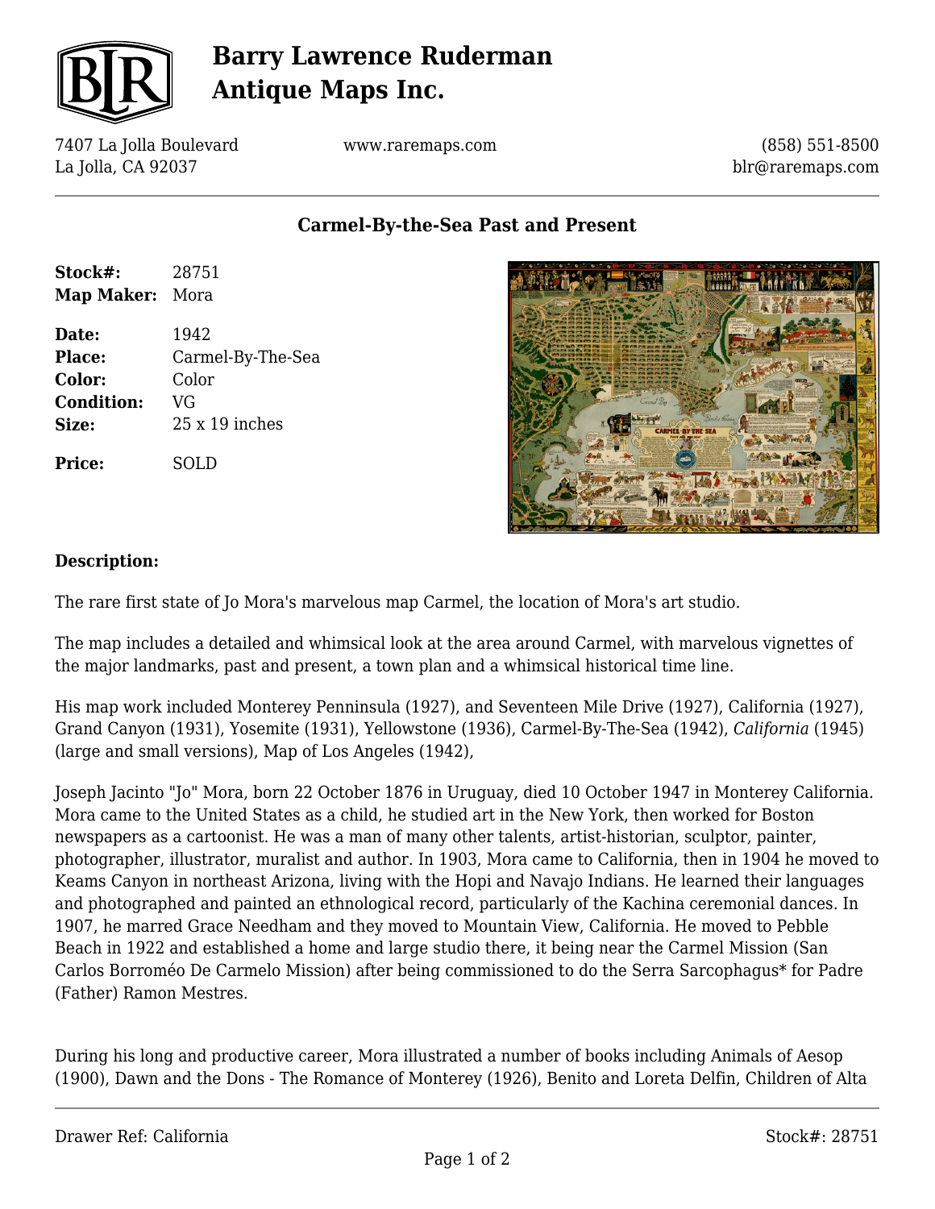# Barry Lawrence Ruderman Antique Maps Inc.

7407 La Jolla Boulevard
La Jolla, CA 92037

www.raremaps.com

(858) 551-8500
blr@raremaps.com

## Carmel-By-the-Sea Past and Present

| | |
|---|---|
| **Stock#:** | 28751 |
| **Map Maker:** | Mora |
| **Date:** | 1942 |
| **Place:** | Carmel-By-The-Sea |
| **Color:** | Color |
| **Condition:** | VG |
| **Size:** | 25 x 19 inches |
| **Price:** | SOLD |

**Description:**

The rare first state of Jo Mora's marvelous map Carmel, the location of Mora's art studio.

The map includes a detailed and whimsical look at the area around Carmel, with marvelous vignettes of the major landmarks, past and present, a town plan and a whimsical historical time line.

His map work included Monterey Penninsula (1927), and Seventeen Mile Drive (1927), California (1927), Grand Canyon (1931), Yosemite (1931), Yellowstone (1936), Carmel-By-The-Sea (1942), *California* (1945) (large and small versions), Map of Los Angeles (1942),

Joseph Jacinto "Jo" Mora, born 22 October 1876 in Uruguay, died 10 October 1947 in Monterey California. Mora came to the United States as a child, he studied art in the New York, then worked for Boston newspapers as a cartoonist. He was a man of many other talents, artist-historian, sculptor, painter, photographer, illustrator, muralist and author. In 1903, Mora came to California, then in 1904 he moved to Keams Canyon in northeast Arizona, living with the Hopi and Navajo Indians. He learned their languages and photographed and painted an ethnological record, particularly of the Kachina ceremonial dances. In 1907, he marred Grace Needham and they moved to Mountain View, California. He moved to Pebble Beach in 1922 and established a home and large studio there, it being near the Carmel Mission (San Carlos Borroméo De Carmelo Mission) after being commissioned to do the Serra Sarcophagus* for Padre (Father) Ramon Mestres.

During his long and productive career, Mora illustrated a number of books including Animals of Aesop (1900), Dawn and the Dons - The Romance of Monterey (1926), Benito and Loreta Delfin, Children of Alta

Drawer Ref: California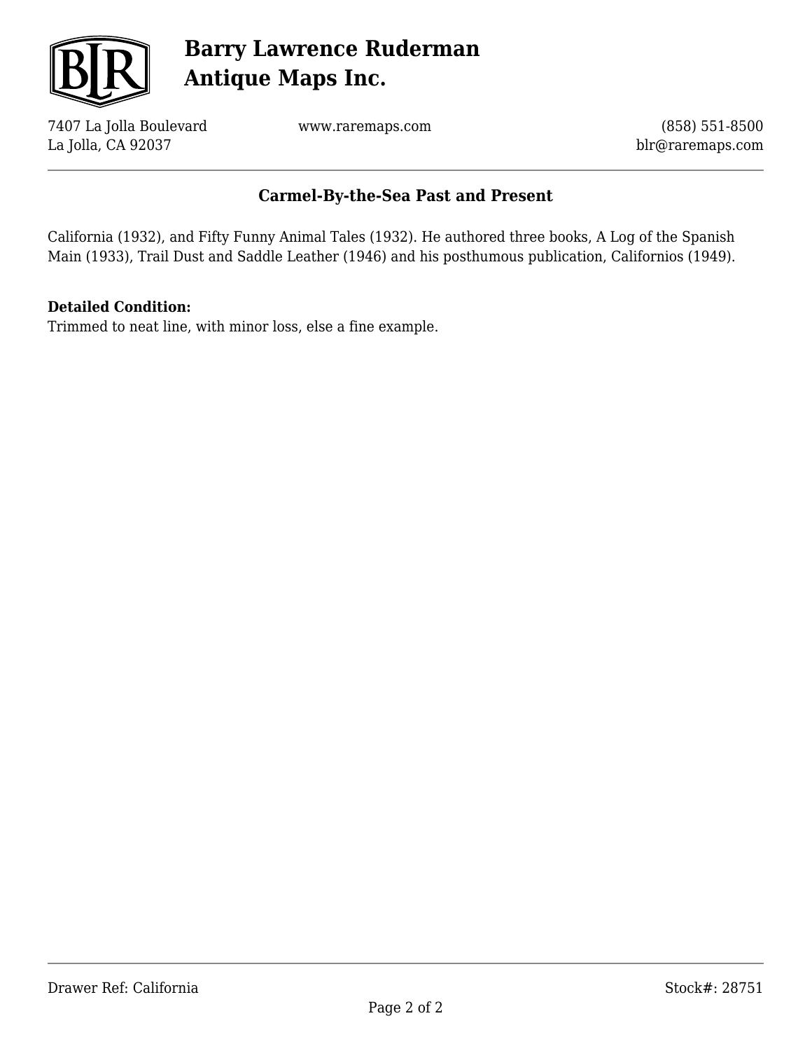California (1932), and Fifty Funny Animal Tales (1932). He authored three books, A Log of the Spanish Main (1933), Trail Dust and Saddle Leather (1946) and his posthumous publication, Californios (1949).

**Detailed Condition:**
Trimmed to neat line, with minor loss, else a fine example.